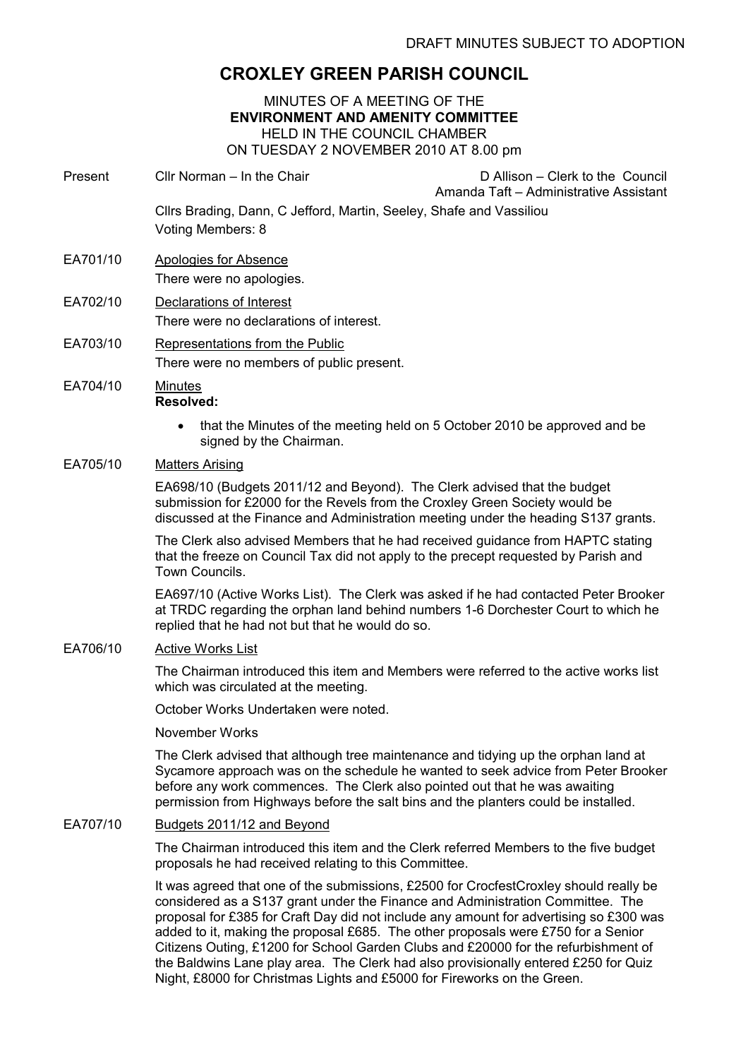DRAFT MINUTES SUBJECT TO ADOPTION

# CROXLEY GREEN PARISH COUNCIL

MINUTES OF A MEETING OF THE
**ENVIRONMENT AND AMENITY COMMITTEE**
HELD IN THE COUNCIL CHAMBER
ON TUESDAY 2 NOVEMBER 2010 AT 8.00 pm

Present: Cllr Norman – In the Chair

D Allison – Clerk to the Council
Amanda Taft – Administrative Assistant

Cllrs Brading, Dann, C Jefford, Martin, Seeley, Shafe and Vassiliou
Voting Members: 8

**EA701/10 Apologies for Absence**

There were no apologies.

**EA702/10 Declarations of Interest**

There were no declarations of interest.

**EA703/10 Representations from the Public**

There were no members of public present.

**EA704/10 Minutes**

**Resolved:**

- that the Minutes of the meeting held on 5 October 2010 be approved and be signed by the Chairman.

**EA705/10 Matters Arising**

EA698/10 (Budgets 2011/12 and Beyond). The Clerk advised that the budget submission for £2000 for the Revels from the Croxley Green Society would be discussed at the Finance and Administration meeting under the heading S137 grants.

The Clerk also advised Members that he had received guidance from HAPTC stating that the freeze on Council Tax did not apply to the precept requested by Parish and Town Councils.

EA697/10 (Active Works List). The Clerk was asked if he had contacted Peter Brooker at TRDC regarding the orphan land behind numbers 1-6 Dorchester Court to which he replied that he had not but that he would do so.

**EA706/10 Active Works List**

The Chairman introduced this item and Members were referred to the active works list which was circulated at the meeting.

October Works Undertaken were noted.

November Works

The Clerk advised that although tree maintenance and tidying up the orphan land at Sycamore approach was on the schedule he wanted to seek advice from Peter Brooker before any work commences. The Clerk also pointed out that he was awaiting permission from Highways before the salt bins and the planters could be installed.

**EA707/10 Budgets 2011/12 and Beyond**

The Chairman introduced this item and the Clerk referred Members to the five budget proposals he had received relating to this Committee.

It was agreed that one of the submissions, £2500 for CrocfestCroxley should really be considered as a S137 grant under the Finance and Administration Committee. The proposal for £385 for Craft Day did not include any amount for advertising so £300 was added to it, making the proposal £685. The other proposals were £750 for a Senior Citizens Outing, £1200 for School Garden Clubs and £20000 for the refurbishment of the Baldwins Lane play area. The Clerk had also provisionally entered £250 for Quiz Night, £8000 for Christmas Lights and £5000 for Fireworks on the Green.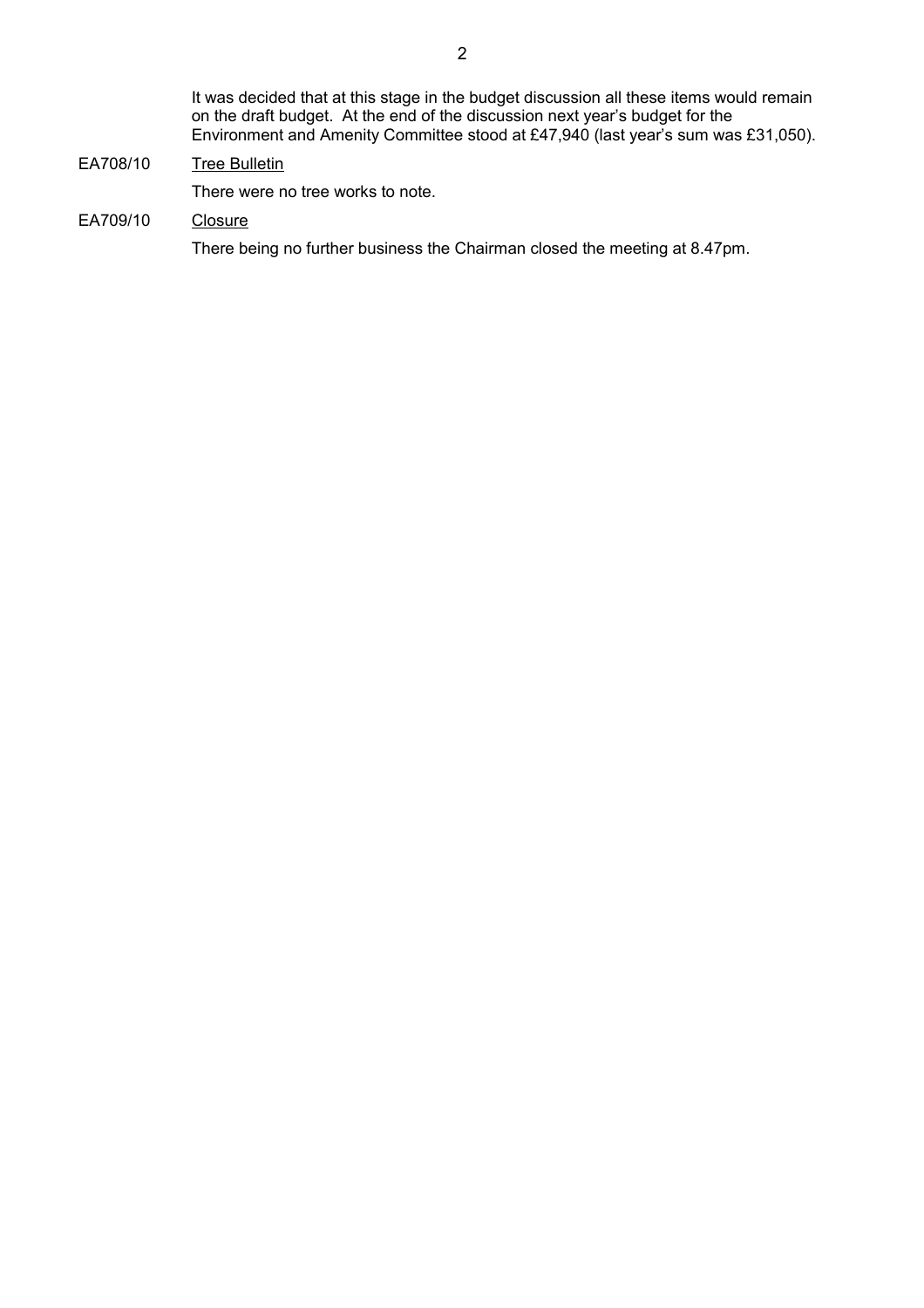It was decided that at this stage in the budget discussion all these items would remain on the draft budget. At the end of the discussion next year's budget for the Environment and Amenity Committee stood at £47,940 (last year's sum was £31,050).

EA708/10 Tree Bulletin

There were no tree works to note.

EA709/10 Closure

There being no further business the Chairman closed the meeting at 8.47pm.